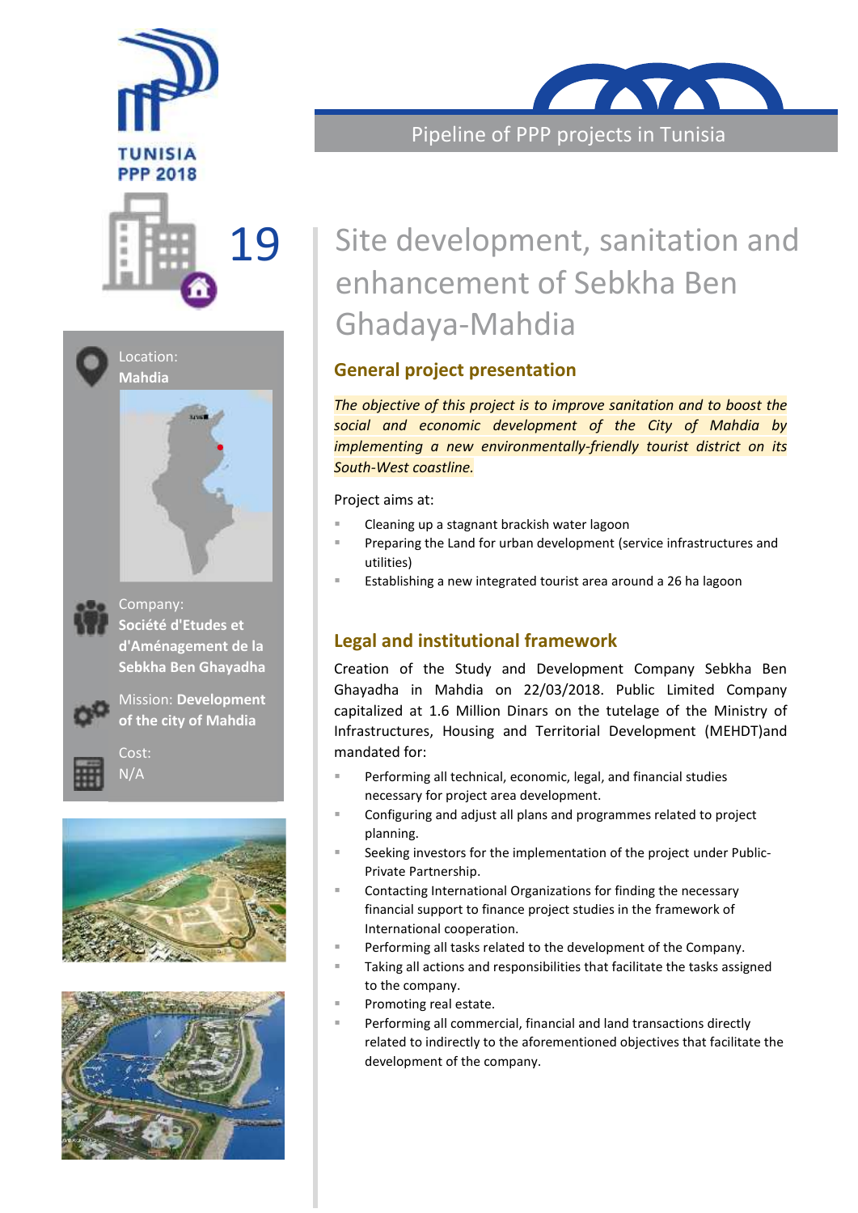TUNISIA
PPP 2018

19

Location:
**Mahdia**

Company:
**Société d'Etudes et d'Aménagement de la Sebkha Ben Ghayadha**

Mission: **Development of the city of Mahdia**

Cost:
N/A

# Site development, sanitation and enhancement of Sebkha Ben Ghadaya-Mahdia

## General project presentation

*The objective of this project is to improve sanitation and to boost the social and economic development of the City of Mahdia by implementing a new environmentally-friendly tourist district on its South-West coastline.*

Project aims at:

- Cleaning up a stagnant brackish water lagoon
- Preparing the Land for urban development (service infrastructures and utilities)
- Establishing a new integrated tourist area around a 26 ha lagoon

## Legal and institutional framework

Creation of the Study and Development Company Sebkha Ben Ghayadha in Mahdia on 22/03/2018. Public Limited Company capitalized at 1.6 Million Dinars on the tutelage of the Ministry of Infrastructures, Housing and Territorial Development (MEHDT)and mandated for:

- Performing all technical, economic, legal, and financial studies necessary for project area development.
- Configuring and adjust all plans and programmes related to project planning.
- Seeking investors for the implementation of the project under Public-Private Partnership.
- Contacting International Organizations for finding the necessary financial support to finance project studies in the framework of International cooperation.
- Performing all tasks related to the development of the Company.
- Taking all actions and responsibilities that facilitate the tasks assigned to the company.
- Promoting real estate.
- Performing all commercial, financial and land transactions directly related to indirectly to the aforementioned objectives that facilitate the development of the company.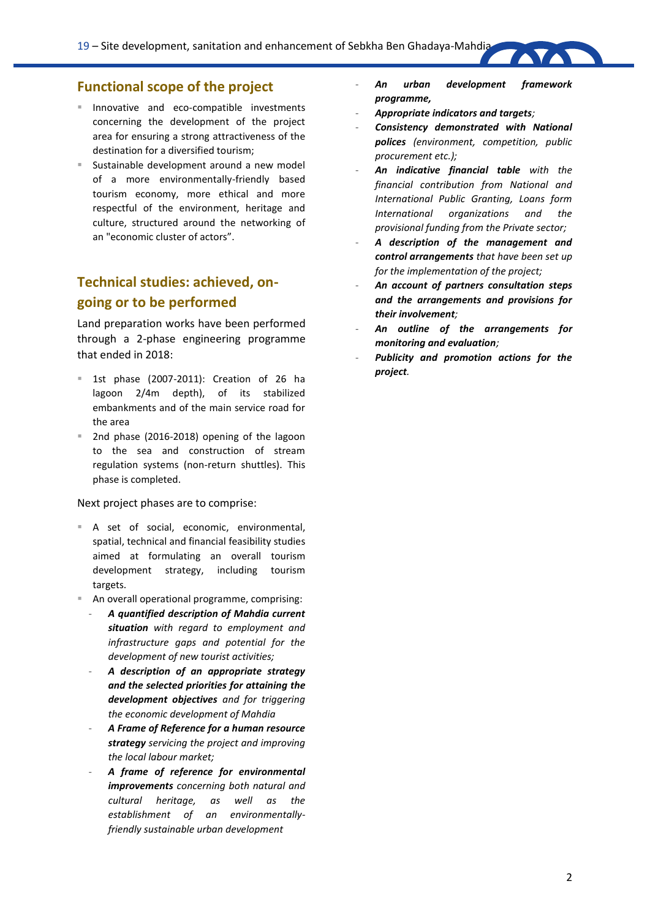## Functional scope of the project

- Innovative and eco-compatible investments concerning the development of the project area for ensuring a strong attractiveness of the destination for a diversified tourism;
- Sustainable development around a new model of a more environmentally-friendly based tourism economy, more ethical and more respectful of the environment, heritage and culture, structured around the networking of an "economic cluster of actors".

## Technical studies: achieved, on-going or to be performed

Land preparation works have been performed through a 2-phase engineering programme that ended in 2018:

- 1st phase (2007-2011): Creation of 26 ha lagoon 2/4m depth), of its stabilized embankments and of the main service road for the area
- 2nd phase (2016-2018) opening of the lagoon to the sea and construction of stream regulation systems (non-return shuttles). This phase is completed.

Next project phases are to comprise:

- A set of social, economic, environmental, spatial, technical and financial feasibility studies aimed at formulating an overall tourism development strategy, including tourism targets.
- An overall operational programme, comprising:
  - ***A quantified description of Mahdia current situation*** *with regard to employment and infrastructure gaps and potential for the development of new tourist activities;*
  - ***A description of an appropriate strategy and the selected priorities for attaining the development objectives*** *and for triggering the economic development of Mahdia*
  - ***A Frame of Reference for a human resource strategy*** *servicing the project and improving the local labour market;*
  - ***A frame of reference for environmental improvements*** *concerning both natural and cultural heritage, as well as the establishment of an environmentally-friendly sustainable urban development*
  - ***An urban development framework programme,***
  - ***Appropriate indicators and targets****;*
  - ***Consistency demonstrated with National polices*** *(environment, competition, public procurement etc.);*
  - ***An indicative financial table*** *with the financial contribution from National and International Public Granting, Loans form International organizations and the provisional funding from the Private sector;*
  - ***A description of the management and control arrangements*** *that have been set up for the implementation of the project;*
  - ***An account of partners consultation steps and the arrangements and provisions for their involvement****;*
  - ***An outline of the arrangements for monitoring and evaluation****;*
  - ***Publicity and promotion actions for the project****.*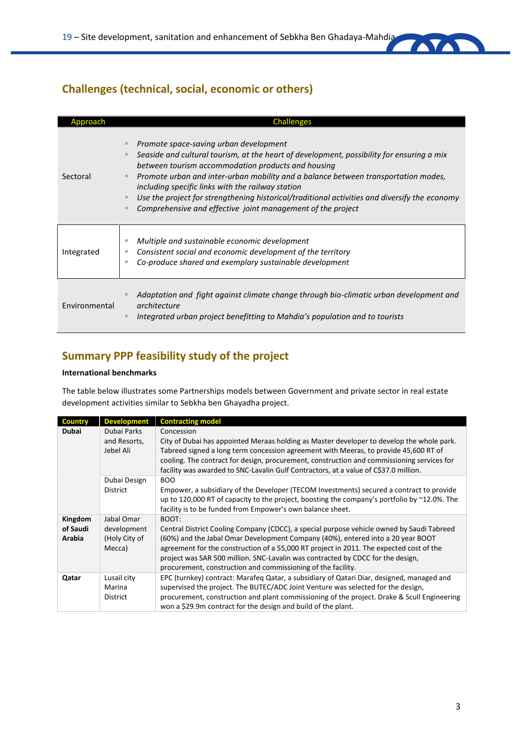## Challenges (technical, social, economic or others)

| Approach | Challenges |
|---|---|
| Sectoral | ▪ *Promote space-saving urban development*<br>▪ *Seaside and cultural tourism, at the heart of development, possibility for ensuring a mix between tourism accommodation products and housing*<br>▪ *Promote urban and inter-urban mobility and a balance between transportation modes, including specific links with the railway station*<br>▪ *Use the project for strengthening historical/traditional activities and diversify the economy*<br>▪ *Comprehensive and effective joint management of the project* |
| Integrated | ▪ *Multiple and sustainable economic development*<br>▪ *Consistent social and economic development of the territory*<br>▪ *Co-produce shared and exemplary sustainable development* |
| Environmental | ▪ *Adaptation and fight against climate change through bio-climatic urban development and architecture*<br>▪ *Integrated urban project benefitting to Mahdia's population and to tourists* |

## Summary PPP feasibility study of the project

**International benchmarks**

The table below illustrates some Partnerships models between Government and private sector in real estate development activities similar to Sebkha ben Ghayadha project.

| Country | Development | Contracting model |
|---|---|---|
| **Dubai** | Dubai Parks and Resorts, Jebel Ali | Concession<br>City of Dubai has appointed Meraas holding as Master developer to develop the whole park. Tabreed signed a long term concession agreement with Meeras, to provide 45,600 RT of cooling. The contract for design, procurement, construction and commissioning services for facility was awarded to SNC-Lavalin Gulf Contractors, at a value of C$37.0 million. |
| | Dubai Design District | BOO<br>Empower, a subsidiary of the Developer (TECOM Investments) secured a contract to provide up to 120,000 RT of capacity to the project, boosting the company's portfolio by ~12.0%. The facility is to be funded from Empower's own balance sheet. |
| **Kingdom of Saudi Arabia** | Jabal Omar development (Holy City of Mecca) | BOOT:<br>Central District Cooling Company (CDCC), a special purpose vehicle owned by Saudi Tabreed (60%) and the Jabal Omar Development Company (40%), entered into a 20 year BOOT agreement for the construction of a 55,000 RT project in 2011. The expected cost of the project was SAR 500 million. SNC-Lavalin was contracted by CDCC for the design, procurement, construction and commissioning of the facility. |
| **Qatar** | Lusail city Marina District | EPC (turnkey) contract: Marafeq Qatar, a subsidiary of Qatari Diar, designed, managed and supervised the project. The BUTEC/ADC Joint Venture was selected for the design, procurement, construction and plant commissioning of the project. Drake & Scull Engineering won a $29.9m contract for the design and build of the plant. |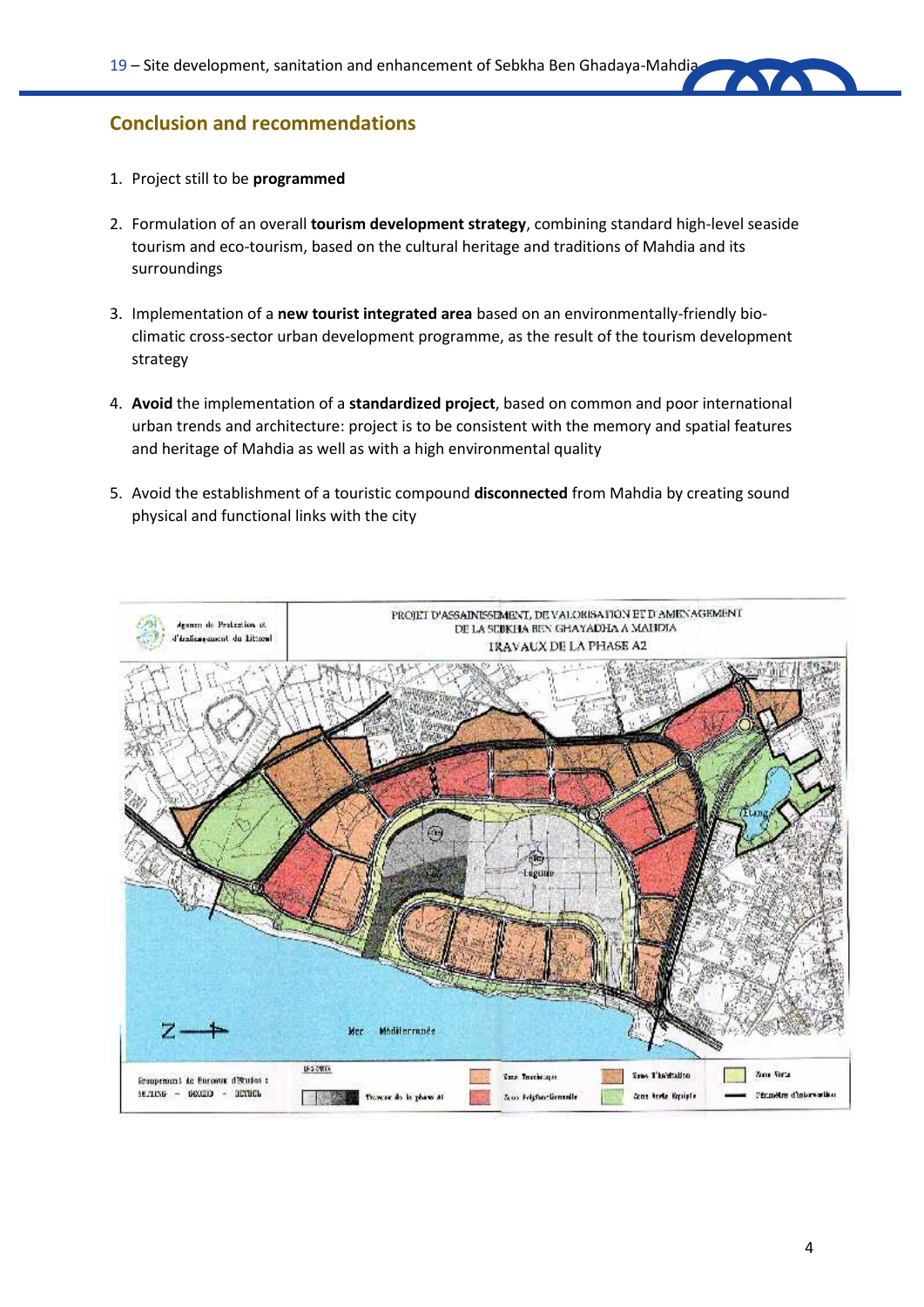## Conclusion and recommendations

1. Project still to be **programmed**

2. Formulation of an overall **tourism development strategy**, combining standard high-level seaside tourism and eco-tourism, based on the cultural heritage and traditions of Mahdia and its surroundings

3. Implementation of a **new tourist integrated area** based on an environmentally-friendly bio-climatic cross-sector urban development programme, as the result of the tourism development strategy

4. **Avoid** the implementation of a **standardized project**, based on common and poor international urban trends and architecture: project is to be consistent with the memory and spatial features and heritage of Mahdia as well as with a high environmental quality

5. Avoid the establishment of a touristic compound **disconnected** from Mahdia by creating sound physical and functional links with the city

Agence de Protection et d'Aménagement du Littoral

PROJET D'ASSAINISSEMENT, DE VALORISATION ET D'AMENAGEMENT DE LA SEBKHA BEN GHAYADHA A MAHDIA

TRAVAUX DE LA PHASE A2

Etang

Lagune

Mer Méditerranée

Groupement de Bureaux d'Etudes : SEZINE - GEOIDD - SETHOL

LEGENDE

Travaux de la phase A1

Zone Touristique

Zone Polyfonctionnelle

Zone d'habitation

Zone Verte Equipée

Zone Verte

Périmètre d'intervention